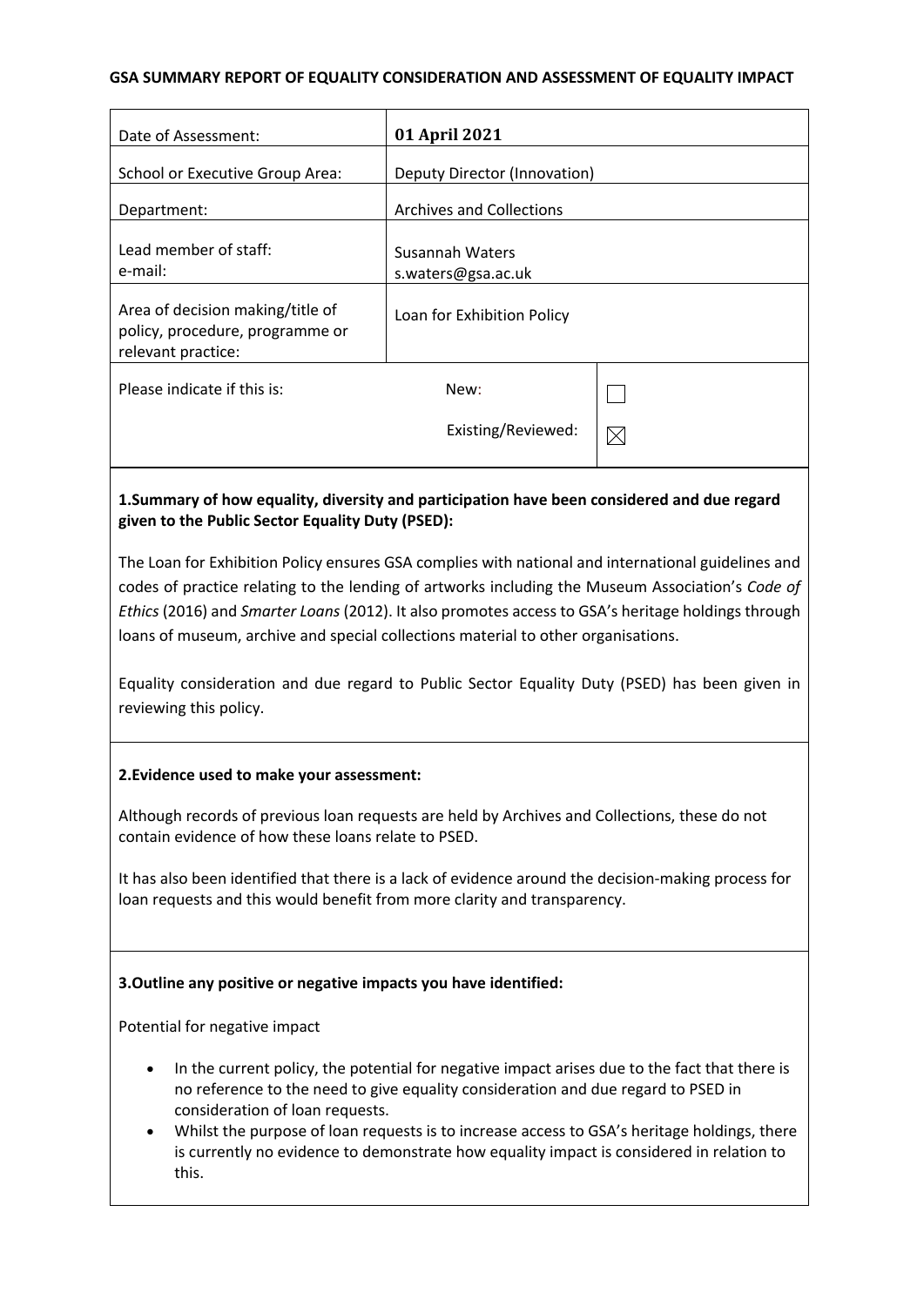**GSA SUMMARY REPORT OF EQUALITY CONSIDERATION AND ASSESSMENT OF EQUALITY IMPACT**

| | | |
|---|---|---|
| Date of Assessment: | **01 April 2021** | |
| School or Executive Group Area: | Deputy Director (Innovation) | |
| Department: | Archives and Collections | |
| Lead member of staff:<br>e-mail: | Susannah Waters<br>s.waters@gsa.ac.uk | |
| Area of decision making/title of policy, procedure, programme or relevant practice: | Loan for Exhibition Policy | |
| Please indicate if this is: | New: | ☐ |
| | Existing/Reviewed: | ☒ |

**1.Summary of how equality, diversity and participation have been considered and due regard given to the Public Sector Equality Duty (PSED):**

The Loan for Exhibition Policy ensures GSA complies with national and international guidelines and codes of practice relating to the lending of artworks including the Museum Association's *Code of Ethics* (2016) and *Smarter Loans* (2012). It also promotes access to GSA's heritage holdings through loans of museum, archive and special collections material to other organisations.

Equality consideration and due regard to Public Sector Equality Duty (PSED) has been given in reviewing this policy.

**2.Evidence used to make your assessment:**

Although records of previous loan requests are held by Archives and Collections, these do not contain evidence of how these loans relate to PSED.

It has also been identified that there is a lack of evidence around the decision-making process for loan requests and this would benefit from more clarity and transparency.

**3.Outline any positive or negative impacts you have identified:**

Potential for negative impact

- In the current policy, the potential for negative impact arises due to the fact that there is no reference to the need to give equality consideration and due regard to PSED in consideration of loan requests.
- Whilst the purpose of loan requests is to increase access to GSA's heritage holdings, there is currently no evidence to demonstrate how equality impact is considered in relation to this.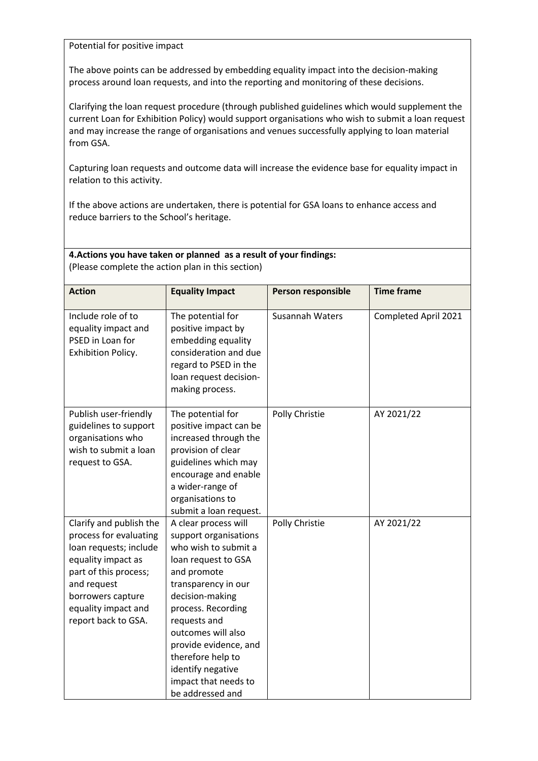Potential for positive impact

The above points can be addressed by embedding equality impact into the decision-making process around loan requests, and into the reporting and monitoring of these decisions.

Clarifying the loan request procedure (through published guidelines which would supplement the current Loan for Exhibition Policy) would support organisations who wish to submit a loan request and may increase the range of organisations and venues successfully applying to loan material from GSA.

Capturing loan requests and outcome data will increase the evidence base for equality impact in relation to this activity.

If the above actions are undertaken, there is potential for GSA loans to enhance access and reduce barriers to the School's heritage.

**4.Actions you have taken or planned as a result of your findings:**
(Please complete the action plan in this section)

| **Action** | **Equality Impact** | **Person responsible** | **Time frame** |
|---|---|---|---|
| Include role of to equality impact and PSED in Loan for Exhibition Policy. | The potential for positive impact by embedding equality consideration and due regard to PSED in the loan request decision-making process. | Susannah Waters | Completed April 2021 |
| Publish user-friendly guidelines to support organisations who wish to submit a loan request to GSA. | The potential for positive impact can be increased through the provision of clear guidelines which may encourage and enable a wider-range of organisations to submit a loan request. | Polly Christie | AY 2021/22 |
| Clarify and publish the process for evaluating loan requests; include equality impact as part of this process; and request borrowers capture equality impact and report back to GSA. | A clear process will support organisations who wish to submit a loan request to GSA and promote transparency in our decision-making process. Recording requests and outcomes will also provide evidence, and therefore help to identify negative impact that needs to be addressed and | Polly Christie | AY 2021/22 |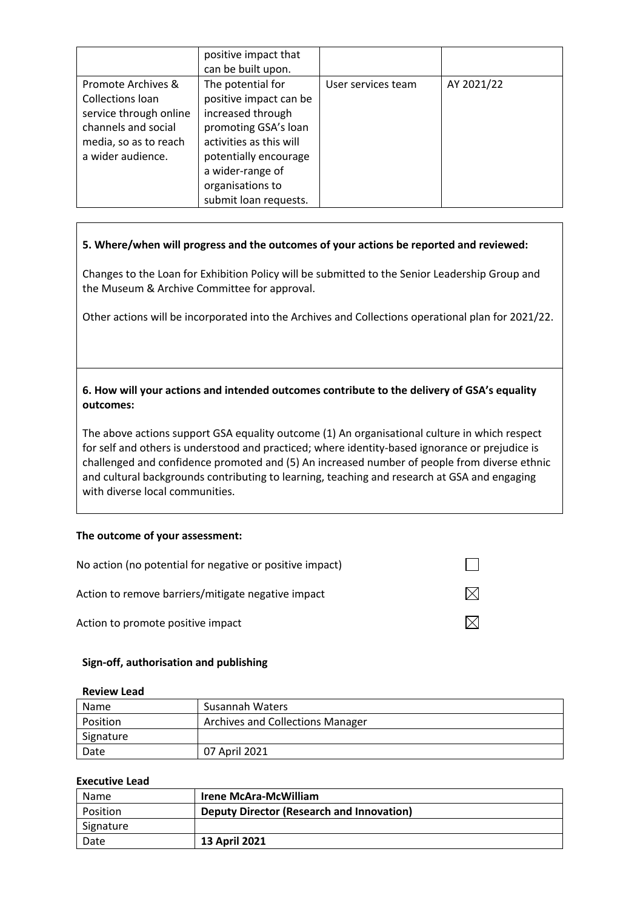| | positive impact that can be built upon. | | |
|---|---|---|---|
| Promote Archives & Collections loan service through online channels and social media, so as to reach a wider audience. | The potential for positive impact can be increased through promoting GSA's loan activities as this will potentially encourage a wider-range of organisations to submit loan requests. | User services team | AY 2021/22 |

**5. Where/when will progress and the outcomes of your actions be reported and reviewed:**

Changes to the Loan for Exhibition Policy will be submitted to the Senior Leadership Group and the Museum & Archive Committee for approval.

Other actions will be incorporated into the Archives and Collections operational plan for 2021/22.

**6. How will your actions and intended outcomes contribute to the delivery of GSA's equality outcomes:**

The above actions support GSA equality outcome (1) An organisational culture in which respect for self and others is understood and practiced; where identity-based ignorance or prejudice is challenged and confidence promoted and (5) An increased number of people from diverse ethnic and cultural backgrounds contributing to learning, teaching and research at GSA and engaging with diverse local communities.

**The outcome of your assessment:**

| | |
|---|---|
| No action (no potential for negative or positive impact) | ☐ |
| Action to remove barriers/mitigate negative impact | ☒ |
| Action to promote positive impact | ☒ |

**Sign-off, authorisation and publishing**

**Review Lead**

| | |
|---|---|
| Name | Susannah Waters |
| Position | Archives and Collections Manager |
| Signature | |
| Date | 07 April 2021 |

**Executive Lead**

| | |
|---|---|
| Name | **Irene McAra-McWilliam** |
| Position | **Deputy Director (Research and Innovation)** |
| Signature | |
| Date | **13 April 2021** |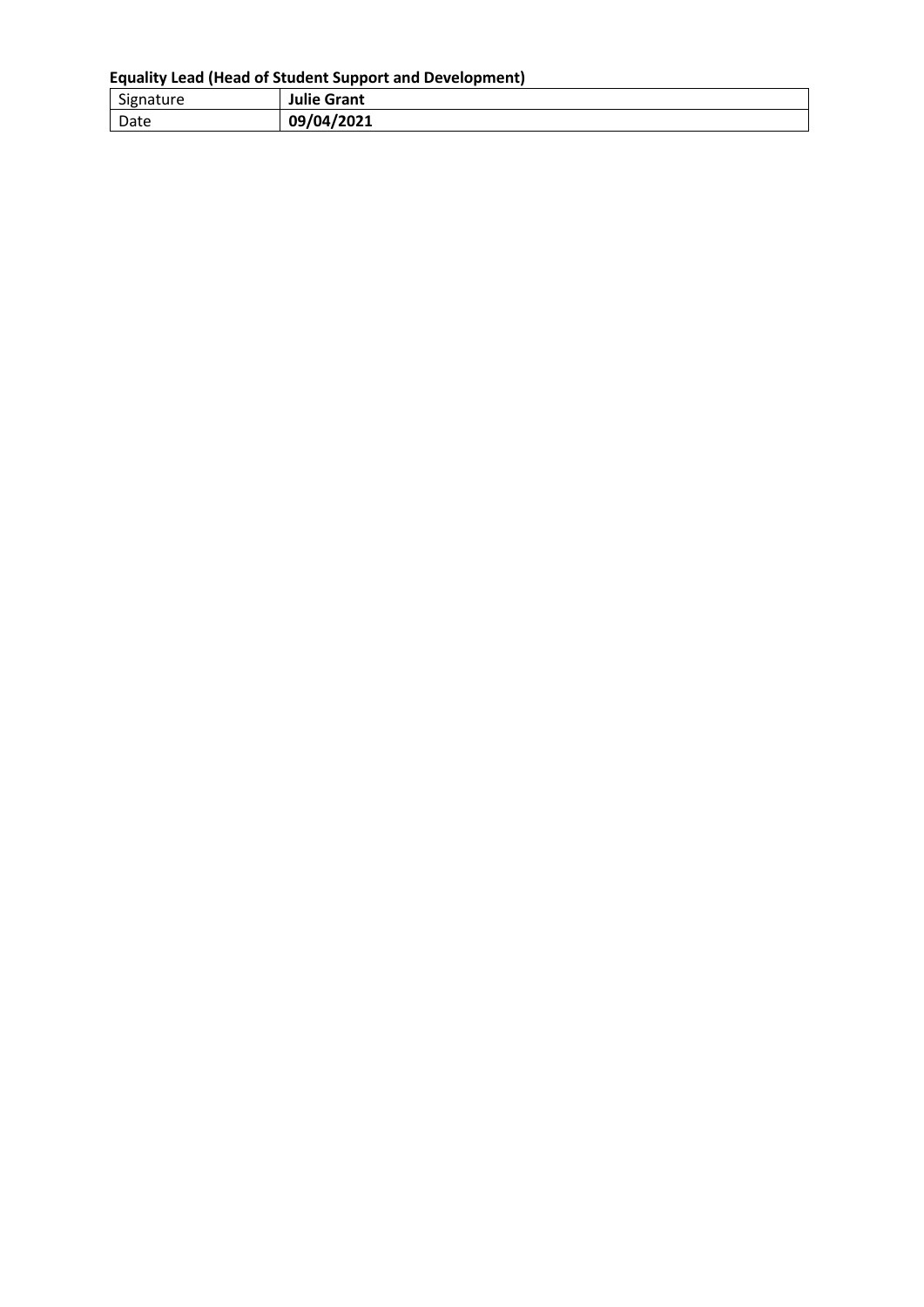**Equality Lead (Head of Student Support and Development)**

| | |
|---|---|
| Signature | **Julie Grant** |
| Date | **09/04/2021** |